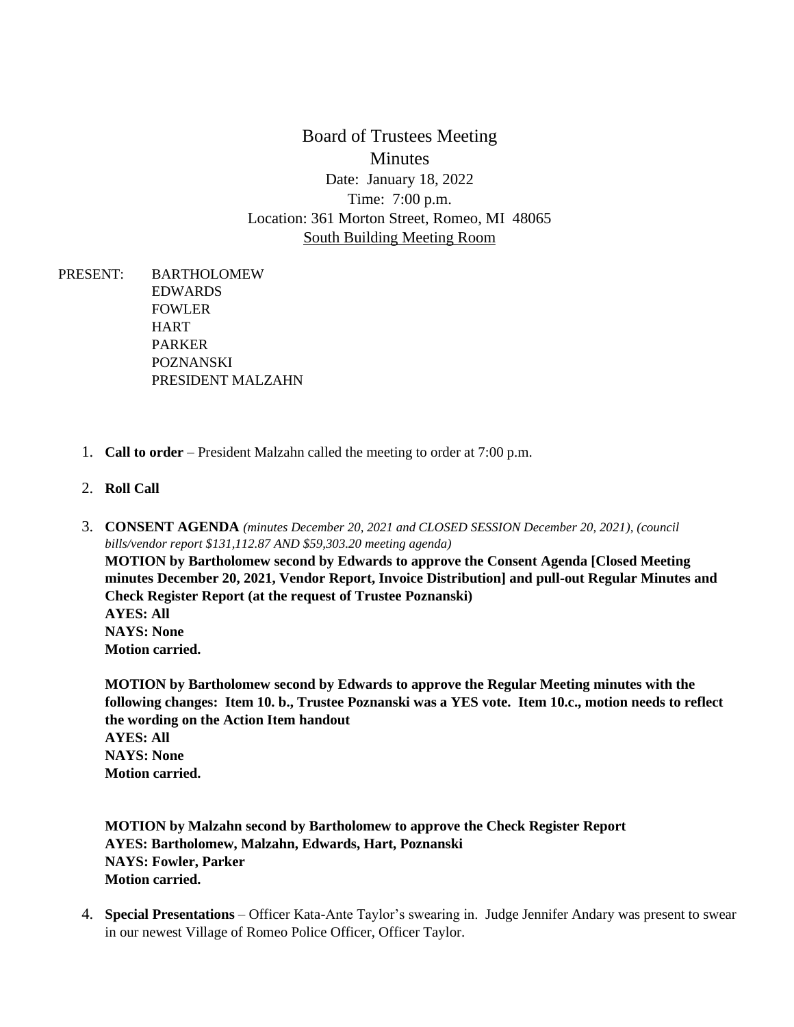# Board of Trustees Meeting

## Minutes

Date: January 18, 2022

Time: 7:00 p.m.

Location: 361 Morton Street, Romeo, MI 48065

South Building Meeting Room

PRESENT: BARTHOLOMEW
EDWARDS
FOWLER
HART
PARKER
POZNANSKI
PRESIDENT MALZAHN

1. **Call to order** – President Malzahn called the meeting to order at 7:00 p.m.

2. **Roll Call**

3. **CONSENT AGENDA** *(minutes December 20, 2021 and CLOSED SESSION December 20, 2021), (council bills/vendor report $131,112.87 AND $59,303.20 meeting agenda)*
   **MOTION by Bartholomew second by Edwards to approve the Consent Agenda [Closed Meeting minutes December 20, 2021, Vendor Report, Invoice Distribution] and pull-out Regular Minutes and Check Register Report (at the request of Trustee Poznanski)**
   **AYES: All**
   **NAYS: None**
   **Motion carried.**

   **MOTION by Bartholomew second by Edwards to approve the Regular Meeting minutes with the following changes: Item 10. b., Trustee Poznanski was a YES vote. Item 10.c., motion needs to reflect the wording on the Action Item handout**
   **AYES: All**
   **NAYS: None**
   **Motion carried.**

   **MOTION by Malzahn second by Bartholomew to approve the Check Register Report**
   **AYES: Bartholomew, Malzahn, Edwards, Hart, Poznanski**
   **NAYS: Fowler, Parker**
   **Motion carried.**

4. **Special Presentations** – Officer Kata-Ante Taylor's swearing in. Judge Jennifer Andary was present to swear in our newest Village of Romeo Police Officer, Officer Taylor.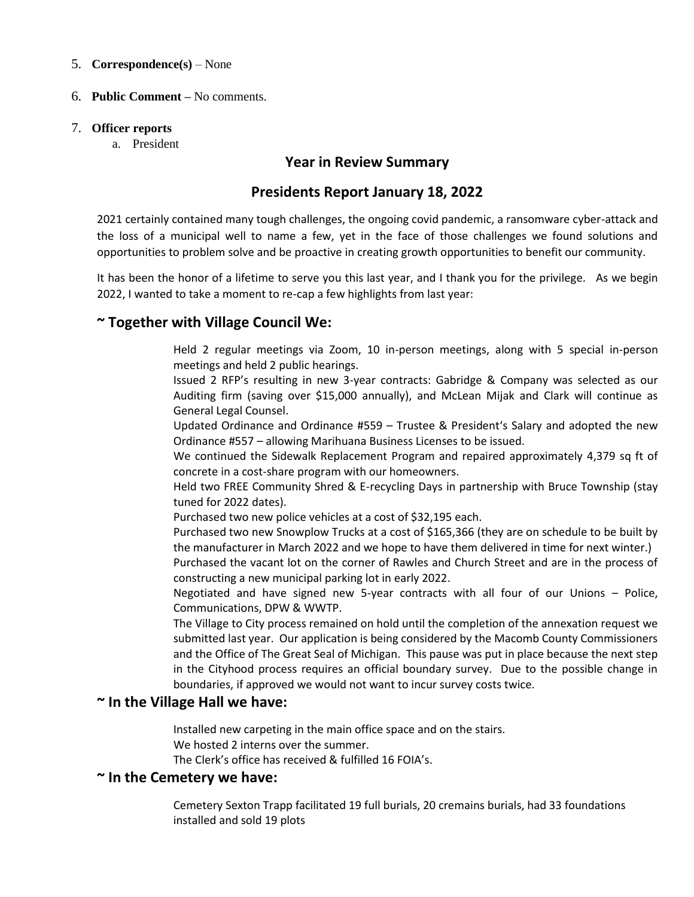5. **Correspondence(s)** – None

6. **Public Comment** – No comments.

7. **Officer reports**
   a. President

## Year in Review Summary

## Presidents Report January 18, 2022

2021 certainly contained many tough challenges, the ongoing covid pandemic, a ransomware cyber-attack and the loss of a municipal well to name a few, yet in the face of those challenges we found solutions and opportunities to problem solve and be proactive in creating growth opportunities to benefit our community.

It has been the honor of a lifetime to serve you this last year, and I thank you for the privilege. As we begin 2022, I wanted to take a moment to re-cap a few highlights from last year:

### ~ Together with Village Council We:

Held 2 regular meetings via Zoom, 10 in-person meetings, along with 5 special in-person meetings and held 2 public hearings.

Issued 2 RFP's resulting in new 3-year contracts: Gabridge & Company was selected as our Auditing firm (saving over $15,000 annually), and McLean Mijak and Clark will continue as General Legal Counsel.

Updated Ordinance and Ordinance #559 – Trustee & President's Salary and adopted the new Ordinance #557 – allowing Marihuana Business Licenses to be issued.

We continued the Sidewalk Replacement Program and repaired approximately 4,379 sq ft of concrete in a cost-share program with our homeowners.

Held two FREE Community Shred & E-recycling Days in partnership with Bruce Township (stay tuned for 2022 dates).

Purchased two new police vehicles at a cost of $32,195 each.

Purchased two new Snowplow Trucks at a cost of $165,366 (they are on schedule to be built by the manufacturer in March 2022 and we hope to have them delivered in time for next winter.)

Purchased the vacant lot on the corner of Rawles and Church Street and are in the process of constructing a new municipal parking lot in early 2022.

Negotiated and have signed new 5-year contracts with all four of our Unions – Police, Communications, DPW & WWTP.

The Village to City process remained on hold until the completion of the annexation request we submitted last year. Our application is being considered by the Macomb County Commissioners and the Office of The Great Seal of Michigan. This pause was put in place because the next step in the Cityhood process requires an official boundary survey. Due to the possible change in boundaries, if approved we would not want to incur survey costs twice.

### ~ In the Village Hall we have:

Installed new carpeting in the main office space and on the stairs.

We hosted 2 interns over the summer.

The Clerk's office has received & fulfilled 16 FOIA's.

### ~ In the Cemetery we have:

Cemetery Sexton Trapp facilitated 19 full burials, 20 cremains burials, had 33 foundations installed and sold 19 plots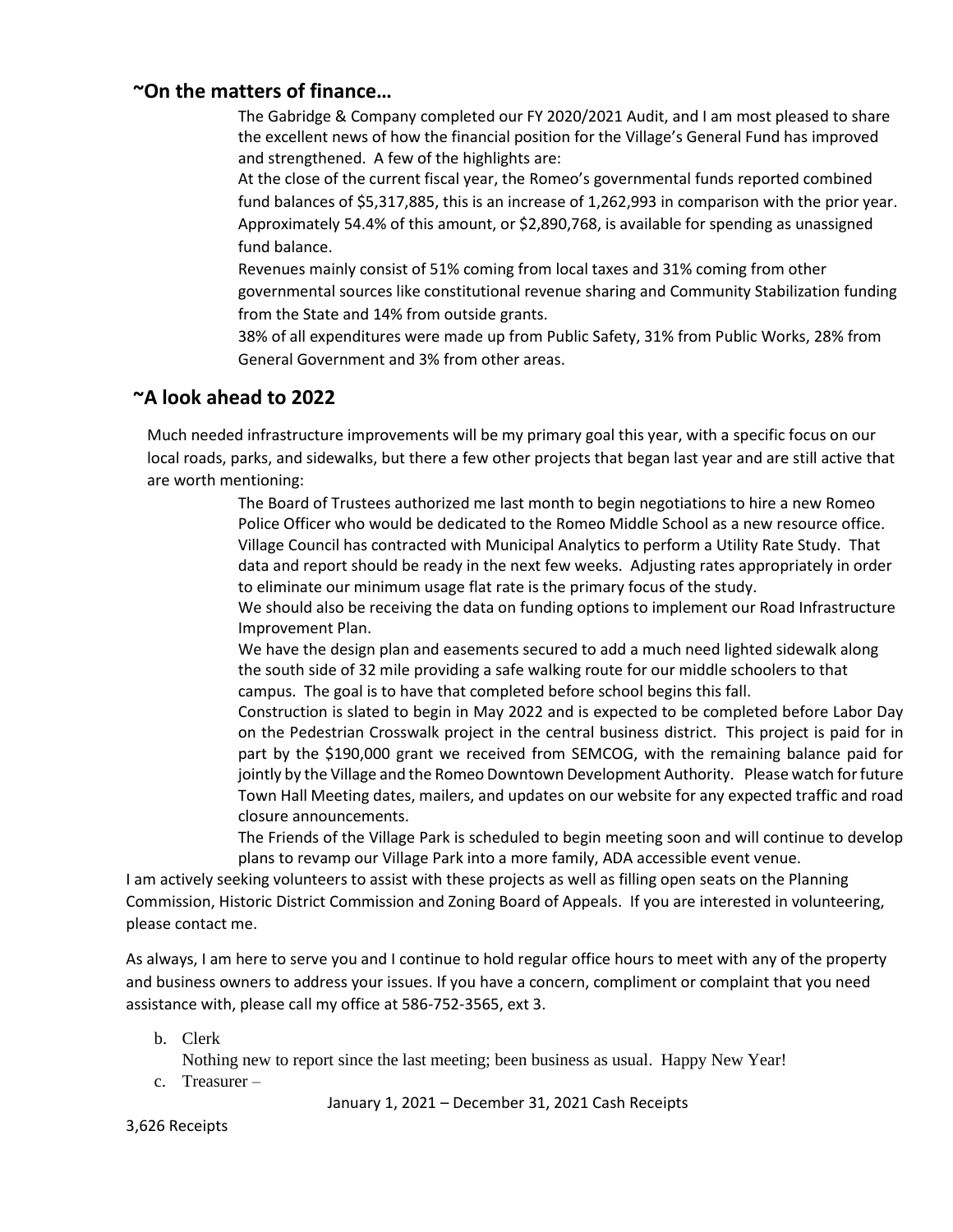## ~On the matters of finance…

The Gabridge & Company completed our FY 2020/2021 Audit, and I am most pleased to share the excellent news of how the financial position for the Village's General Fund has improved and strengthened. A few of the highlights are:

At the close of the current fiscal year, the Romeo's governmental funds reported combined fund balances of $5,317,885, this is an increase of 1,262,993 in comparison with the prior year. Approximately 54.4% of this amount, or $2,890,768, is available for spending as unassigned fund balance.

Revenues mainly consist of 51% coming from local taxes and 31% coming from other governmental sources like constitutional revenue sharing and Community Stabilization funding from the State and 14% from outside grants.

38% of all expenditures were made up from Public Safety, 31% from Public Works, 28% from General Government and 3% from other areas.

## ~A look ahead to 2022

Much needed infrastructure improvements will be my primary goal this year, with a specific focus on our local roads, parks, and sidewalks, but there a few other projects that began last year and are still active that are worth mentioning:

The Board of Trustees authorized me last month to begin negotiations to hire a new Romeo Police Officer who would be dedicated to the Romeo Middle School as a new resource office.

Village Council has contracted with Municipal Analytics to perform a Utility Rate Study. That data and report should be ready in the next few weeks. Adjusting rates appropriately in order to eliminate our minimum usage flat rate is the primary focus of the study.

We should also be receiving the data on funding options to implement our Road Infrastructure Improvement Plan.

We have the design plan and easements secured to add a much need lighted sidewalk along the south side of 32 mile providing a safe walking route for our middle schoolers to that campus. The goal is to have that completed before school begins this fall.

Construction is slated to begin in May 2022 and is expected to be completed before Labor Day on the Pedestrian Crosswalk project in the central business district. This project is paid for in part by the $190,000 grant we received from SEMCOG, with the remaining balance paid for jointly by the Village and the Romeo Downtown Development Authority. Please watch for future Town Hall Meeting dates, mailers, and updates on our website for any expected traffic and road closure announcements.

The Friends of the Village Park is scheduled to begin meeting soon and will continue to develop plans to revamp our Village Park into a more family, ADA accessible event venue.

I am actively seeking volunteers to assist with these projects as well as filling open seats on the Planning Commission, Historic District Commission and Zoning Board of Appeals. If you are interested in volunteering, please contact me.

As always, I am here to serve you and I continue to hold regular office hours to meet with any of the property and business owners to address your issues. If you have a concern, compliment or complaint that you need assistance with, please call my office at 586-752-3565, ext 3.

b. Clerk

Nothing new to report since the last meeting; been business as usual. Happy New Year!

c. Treasurer –

January 1, 2021 – December 31, 2021 Cash Receipts

3,626 Receipts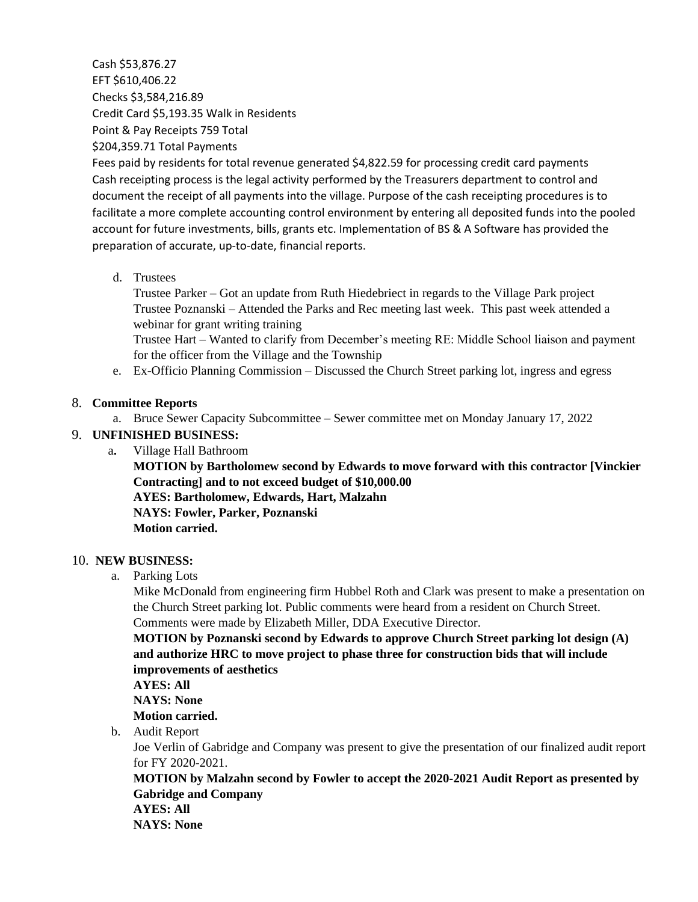Cash $53,876.27
EFT $610,406.22
Checks $3,584,216.89
Credit Card $5,193.35 Walk in Residents
Point & Pay Receipts 759 Total
$204,359.71 Total Payments
Fees paid by residents for total revenue generated $4,822.59 for processing credit card payments
Cash receipting process is the legal activity performed by the Treasurers department to control and document the receipt of all payments into the village. Purpose of the cash receipting procedures is to facilitate a more complete accounting control environment by entering all deposited funds into the pooled account for future investments, bills, grants etc. Implementation of BS & A Software has provided the preparation of accurate, up-to-date, financial reports.

d. Trustees
   Trustee Parker – Got an update from Ruth Hiedebriect in regards to the Village Park project
   Trustee Poznanski – Attended the Parks and Rec meeting last week. This past week attended a webinar for grant writing training
   Trustee Hart – Wanted to clarify from December's meeting RE: Middle School liaison and payment for the officer from the Village and the Township
e. Ex-Officio Planning Commission – Discussed the Church Street parking lot, ingress and egress

8. **Committee Reports**
   a. Bruce Sewer Capacity Subcommittee – Sewer committee met on Monday January 17, 2022

9. **UNFINISHED BUSINESS:**
   a. Village Hall Bathroom
      **MOTION by Bartholomew second by Edwards to move forward with this contractor [Vinckier Contracting] and to not exceed budget of $10,000.00**
      **AYES: Bartholomew, Edwards, Hart, Malzahn**
      **NAYS: Fowler, Parker, Poznanski**
      **Motion carried.**

10. **NEW BUSINESS:**
    a. Parking Lots
       Mike McDonald from engineering firm Hubbel Roth and Clark was present to make a presentation on the Church Street parking lot. Public comments were heard from a resident on Church Street. Comments were made by Elizabeth Miller, DDA Executive Director.
       **MOTION by Poznanski second by Edwards to approve Church Street parking lot design (A) and authorize HRC to move project to phase three for construction bids that will include improvements of aesthetics**
       **AYES: All**
       **NAYS: None**
       **Motion carried.**
    b. Audit Report
       Joe Verlin of Gabridge and Company was present to give the presentation of our finalized audit report for FY 2020-2021.
       **MOTION by Malzahn second by Fowler to accept the 2020-2021 Audit Report as presented by Gabridge and Company**
       **AYES: All**
       **NAYS: None**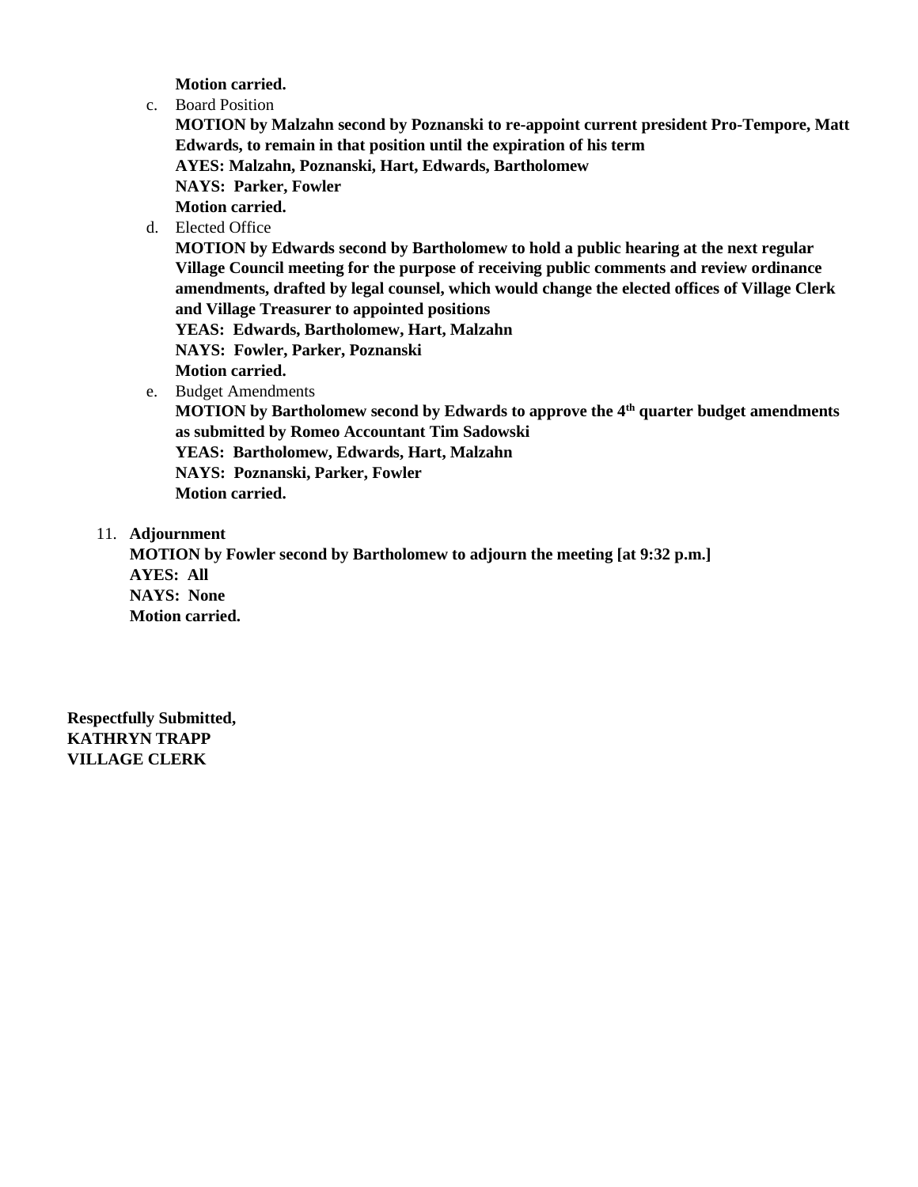**Motion carried.**

c. Board Position

**MOTION by Malzahn second by Poznanski to re-appoint current president Pro-Tempore, Matt Edwards, to remain in that position until the expiration of his term**
**AYES: Malzahn, Poznanski, Hart, Edwards, Bartholomew**
**NAYS: Parker, Fowler**
**Motion carried.**

d. Elected Office

**MOTION by Edwards second by Bartholomew to hold a public hearing at the next regular Village Council meeting for the purpose of receiving public comments and review ordinance amendments, drafted by legal counsel, which would change the elected offices of Village Clerk and Village Treasurer to appointed positions**
**YEAS: Edwards, Bartholomew, Hart, Malzahn**
**NAYS: Fowler, Parker, Poznanski**
**Motion carried.**

e. Budget Amendments

**MOTION by Bartholomew second by Edwards to approve the 4th quarter budget amendments as submitted by Romeo Accountant Tim Sadowski**
**YEAS: Bartholomew, Edwards, Hart, Malzahn**
**NAYS: Poznanski, Parker, Fowler**
**Motion carried.**

11. **Adjournment**

**MOTION by Fowler second by Bartholomew to adjourn the meeting [at 9:32 p.m.]**
**AYES: All**
**NAYS: None**
**Motion carried.**

**Respectfully Submitted,**
**KATHRYN TRAPP**
**VILLAGE CLERK**